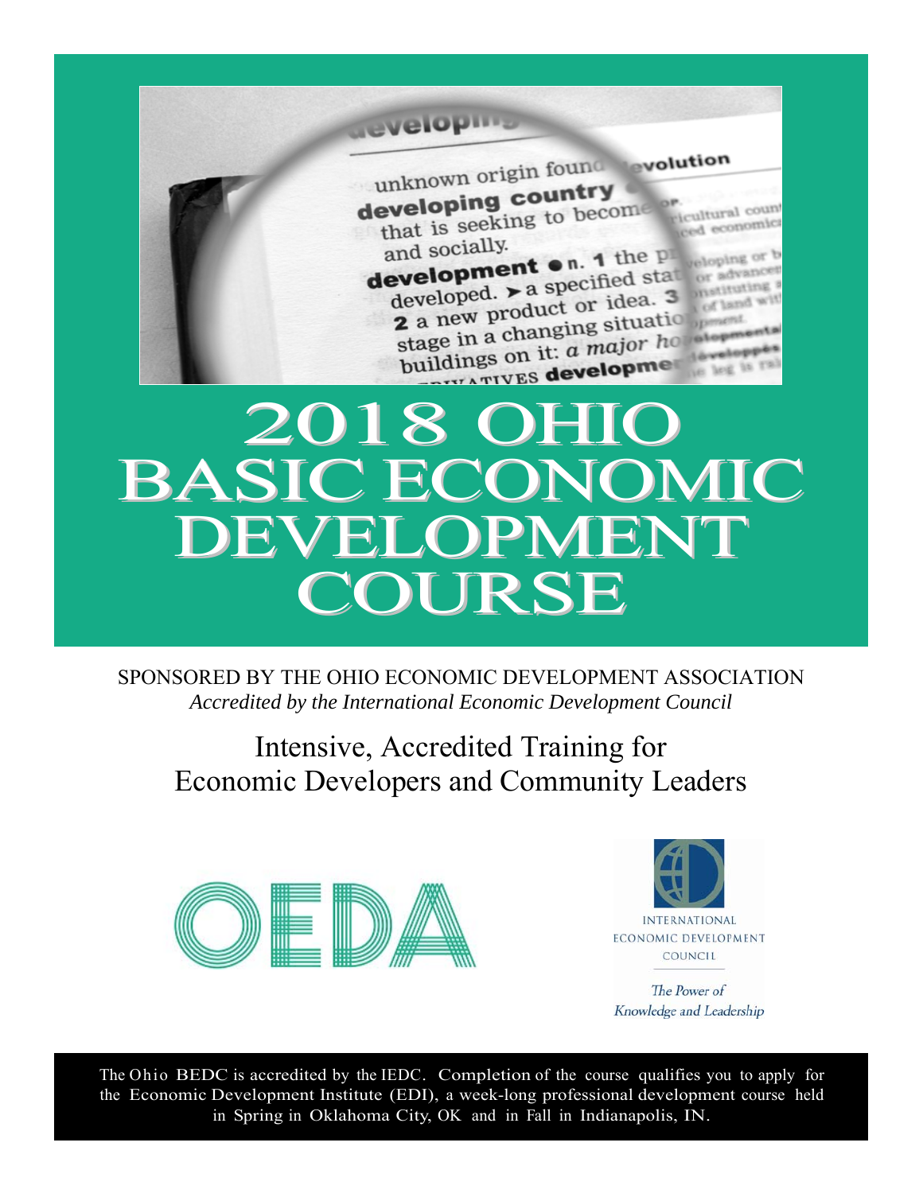# 2018 OHIO BASIC ECONOMIC DEVELOPMENT COURSE

SPONSORED BY THE OHIO ECONOMIC DEVELOPMENT ASSOCIATION

*Accredited by the International Economic Development Council*

## Intensive, Accredited Training for Economic Developers and Community Leaders

OEDA

INTERNATIONAL ECONOMIC DEVELOPMENT COUNCIL

*The Power of Knowledge and Leadership*

The Ohio BEDC is accredited by the IEDC. Completion of the course qualifies you to apply for the Economic Development Institute (EDI), a week-long professional development course held in Spring in Oklahoma City, OK and in Fall in Indianapolis, IN.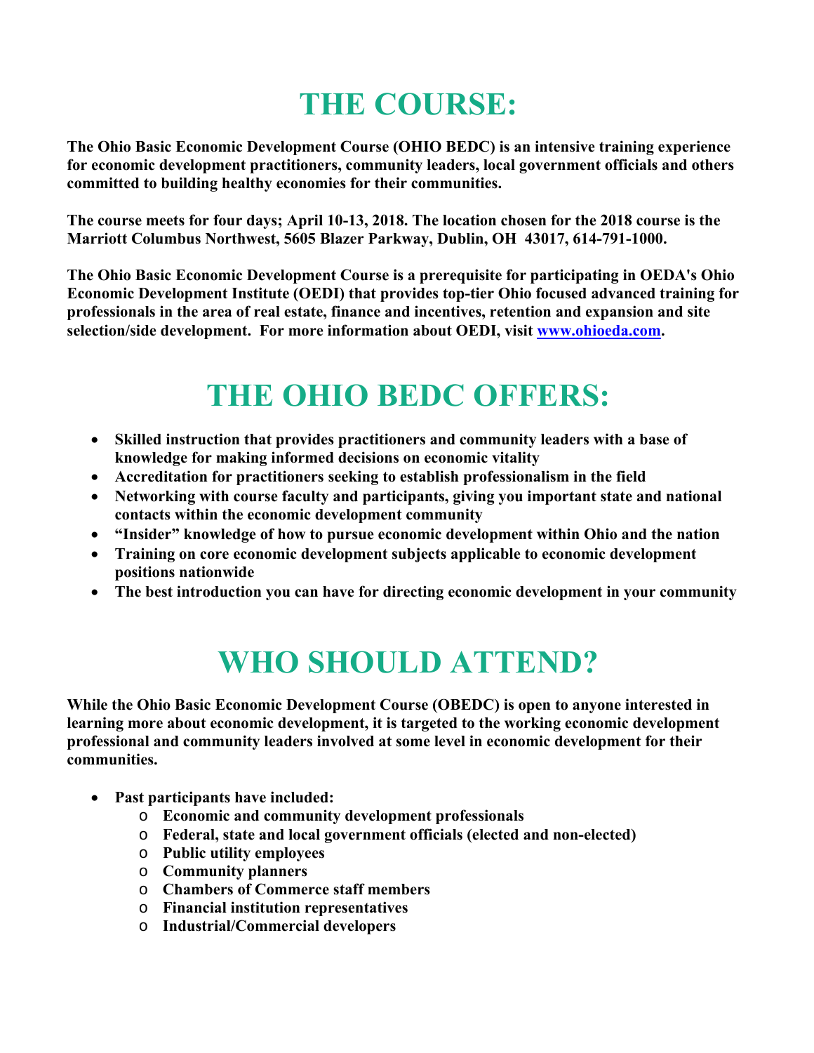# THE COURSE:

**The Ohio Basic Economic Development Course (OHIO BEDC) is an intensive training experience for economic development practitioners, community leaders, local government officials and others committed to building healthy economies for their communities.**

**The course meets for four days; April 10-13, 2018. The location chosen for the 2018 course is the Marriott Columbus Northwest, 5605 Blazer Parkway, Dublin, OH 43017, 614-791-1000.**

**The Ohio Basic Economic Development Course is a prerequisite for participating in OEDA's Ohio Economic Development Institute (OEDI) that provides top-tier Ohio focused advanced training for professionals in the area of real estate, finance and incentives, retention and expansion and site selection/side development. For more information about OEDI, visit [www.ohioeda.com](http://www.ohioeda.com).**

# THE OHIO BEDC OFFERS:

- **Skilled instruction that provides practitioners and community leaders with a base of knowledge for making informed decisions on economic vitality**
- **Accreditation for practitioners seeking to establish professionalism in the field**
- **Networking with course faculty and participants, giving you important state and national contacts within the economic development community**
- **"Insider" knowledge of how to pursue economic development within Ohio and the nation**
- **Training on core economic development subjects applicable to economic development positions nationwide**
- **The best introduction you can have for directing economic development in your community**

# WHO SHOULD ATTEND?

**While the Ohio Basic Economic Development Course (OBEDC) is open to anyone interested in learning more about economic development, it is targeted to the working economic development professional and community leaders involved at some level in economic development for their communities.**

- **Past participants have included:**
  - **Economic and community development professionals**
  - **Federal, state and local government officials (elected and non-elected)**
  - **Public utility employees**
  - **Community planners**
  - **Chambers of Commerce staff members**
  - **Financial institution representatives**
  - **Industrial/Commercial developers**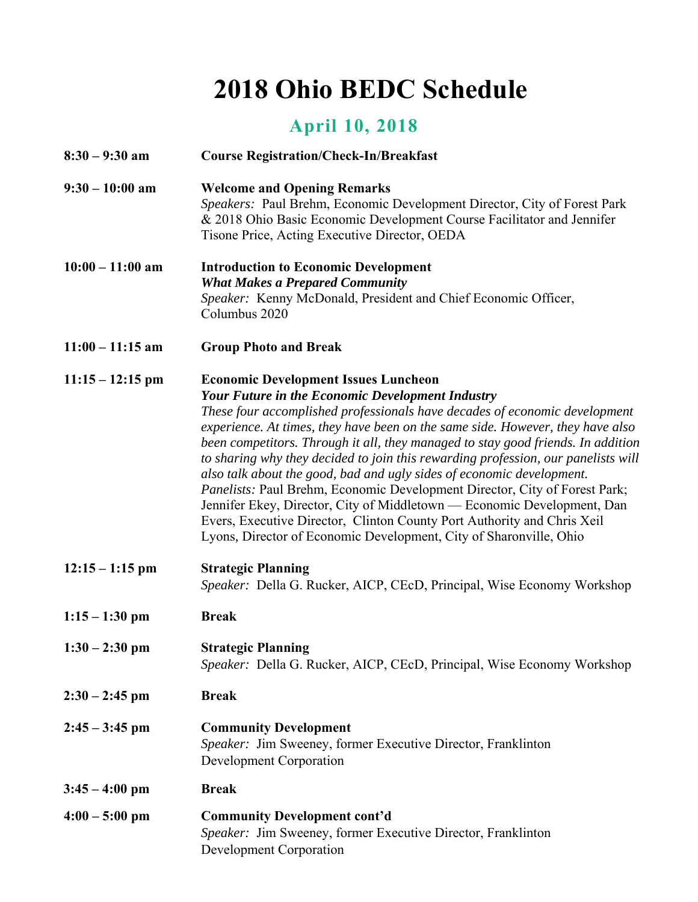# 2018 Ohio BEDC Schedule

## April 10, 2018

**8:30 – 9:30 am** **Course Registration/Check-In/Breakfast**

**9:30 – 10:00 am** **Welcome and Opening Remarks**
*Speakers:* Paul Brehm, Economic Development Director, City of Forest Park & 2018 Ohio Basic Economic Development Course Facilitator and Jennifer Tisone Price, Acting Executive Director, OEDA

**10:00 – 11:00 am** **Introduction to Economic Development**
***What Makes a Prepared Community***
*Speaker:* Kenny McDonald, President and Chief Economic Officer, Columbus 2020

**11:00 – 11:15 am** **Group Photo and Break**

**11:15 – 12:15 pm** **Economic Development Issues Luncheon**
***Your Future in the Economic Development Industry***
*These four accomplished professionals have decades of economic development experience. At times, they have been on the same side. However, they have also been competitors. Through it all, they managed to stay good friends. In addition to sharing why they decided to join this rewarding profession, our panelists will also talk about the good, bad and ugly sides of economic development.*
*Panelists:* Paul Brehm, Economic Development Director, City of Forest Park; Jennifer Ekey, Director, City of Middletown — Economic Development, Dan Evers, Executive Director, Clinton County Port Authority and Chris Xeil Lyons, Director of Economic Development, City of Sharonville, Ohio

**12:15 – 1:15 pm** **Strategic Planning**
*Speaker:* Della G. Rucker, AICP, CEcD, Principal, Wise Economy Workshop

**1:15 – 1:30 pm** **Break**

**1:30 – 2:30 pm** **Strategic Planning**
*Speaker:* Della G. Rucker, AICP, CEcD, Principal, Wise Economy Workshop

**2:30 – 2:45 pm** **Break**

**2:45 – 3:45 pm** **Community Development**
*Speaker:* Jim Sweeney, former Executive Director, Franklinton Development Corporation

**3:45 – 4:00 pm** **Break**

**4:00 – 5:00 pm** **Community Development cont'd**
*Speaker:* Jim Sweeney, former Executive Director, Franklinton Development Corporation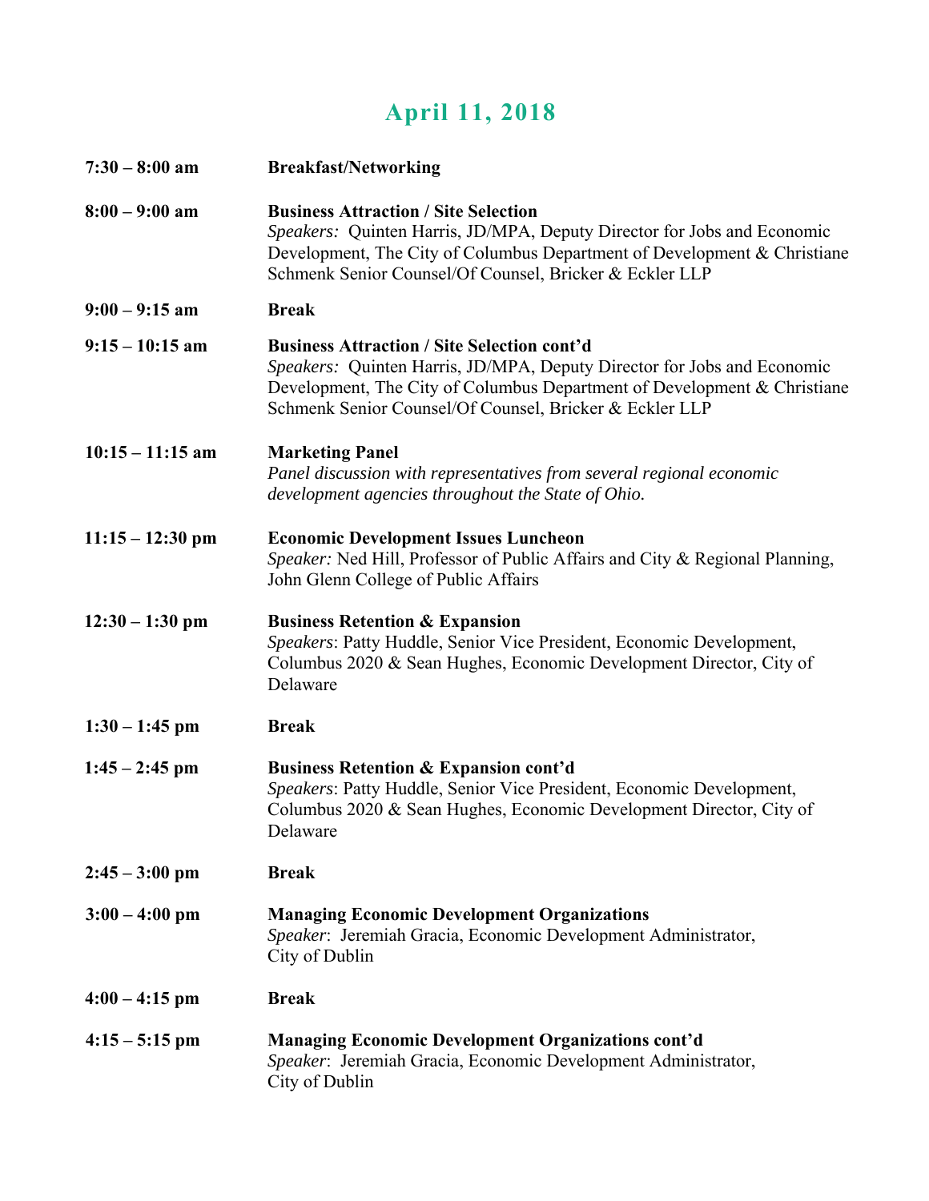# April 11, 2018

| | |
|---|---|
| **7:30 – 8:00 am** | **Breakfast/Networking** |
| **8:00 – 9:00 am** | **Business Attraction / Site Selection**<br>*Speakers:* Quinten Harris, JD/MPA, Deputy Director for Jobs and Economic Development, The City of Columbus Department of Development & Christiane Schmenk Senior Counsel/Of Counsel, Bricker & Eckler LLP |
| **9:00 – 9:15 am** | **Break** |
| **9:15 – 10:15 am** | **Business Attraction / Site Selection cont'd**<br>*Speakers:* Quinten Harris, JD/MPA, Deputy Director for Jobs and Economic Development, The City of Columbus Department of Development & Christiane Schmenk Senior Counsel/Of Counsel, Bricker & Eckler LLP |
| **10:15 – 11:15 am** | **Marketing Panel**<br>*Panel discussion with representatives from several regional economic development agencies throughout the State of Ohio.* |
| **11:15 – 12:30 pm** | **Economic Development Issues Luncheon**<br>*Speaker:* Ned Hill, Professor of Public Affairs and City & Regional Planning, John Glenn College of Public Affairs |
| **12:30 – 1:30 pm** | **Business Retention & Expansion**<br>*Speakers*: Patty Huddle, Senior Vice President, Economic Development, Columbus 2020 & Sean Hughes, Economic Development Director, City of Delaware |
| **1:30 – 1:45 pm** | **Break** |
| **1:45 – 2:45 pm** | **Business Retention & Expansion cont'd**<br>*Speakers*: Patty Huddle, Senior Vice President, Economic Development, Columbus 2020 & Sean Hughes, Economic Development Director, City of Delaware |
| **2:45 – 3:00 pm** | **Break** |
| **3:00 – 4:00 pm** | **Managing Economic Development Organizations**<br>*Speaker*: Jeremiah Gracia, Economic Development Administrator, City of Dublin |
| **4:00 – 4:15 pm** | **Break** |
| **4:15 – 5:15 pm** | **Managing Economic Development Organizations cont'd**<br>*Speaker*: Jeremiah Gracia, Economic Development Administrator, City of Dublin |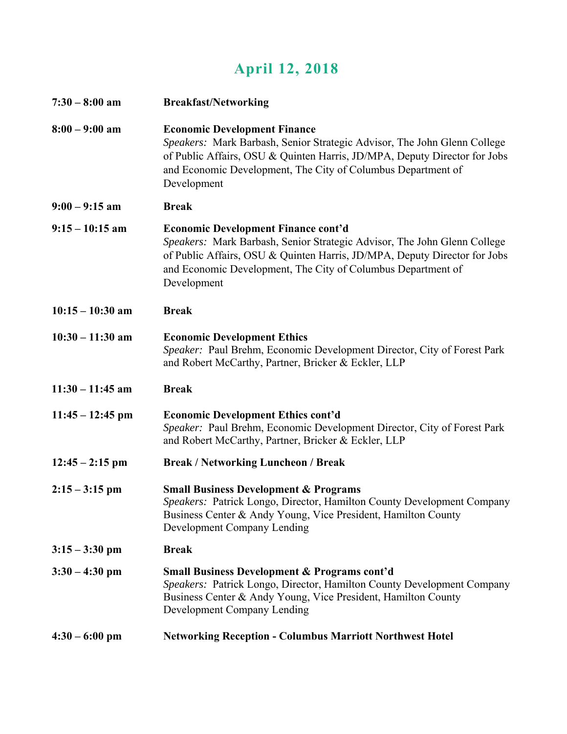# April 12, 2018

| | |
|---|---|
| **7:30 – 8:00 am** | **Breakfast/Networking** |
| **8:00 – 9:00 am** | **Economic Development Finance**<br>*Speakers:* Mark Barbash, Senior Strategic Advisor, The John Glenn College of Public Affairs, OSU & Quinten Harris, JD/MPA, Deputy Director for Jobs and Economic Development, The City of Columbus Department of Development |
| **9:00 – 9:15 am** | **Break** |
| **9:15 – 10:15 am** | **Economic Development Finance cont'd**<br>*Speakers:* Mark Barbash, Senior Strategic Advisor, The John Glenn College of Public Affairs, OSU & Quinten Harris, JD/MPA, Deputy Director for Jobs and Economic Development, The City of Columbus Department of Development |
| **10:15 – 10:30 am** | **Break** |
| **10:30 – 11:30 am** | **Economic Development Ethics**<br>*Speaker:* Paul Brehm, Economic Development Director, City of Forest Park and Robert McCarthy, Partner, Bricker & Eckler, LLP |
| **11:30 – 11:45 am** | **Break** |
| **11:45 – 12:45 pm** | **Economic Development Ethics cont'd**<br>*Speaker:* Paul Brehm, Economic Development Director, City of Forest Park and Robert McCarthy, Partner, Bricker & Eckler, LLP |
| **12:45 – 2:15 pm** | **Break / Networking Luncheon / Break** |
| **2:15 – 3:15 pm** | **Small Business Development & Programs**<br>*Speakers:* Patrick Longo, Director, Hamilton County Development Company Business Center & Andy Young, Vice President, Hamilton County Development Company Lending |
| **3:15 – 3:30 pm** | **Break** |
| **3:30 – 4:30 pm** | **Small Business Development & Programs cont'd**<br>*Speakers:* Patrick Longo, Director, Hamilton County Development Company Business Center & Andy Young, Vice President, Hamilton County Development Company Lending |
| **4:30 – 6:00 pm** | **Networking Reception - Columbus Marriott Northwest Hotel** |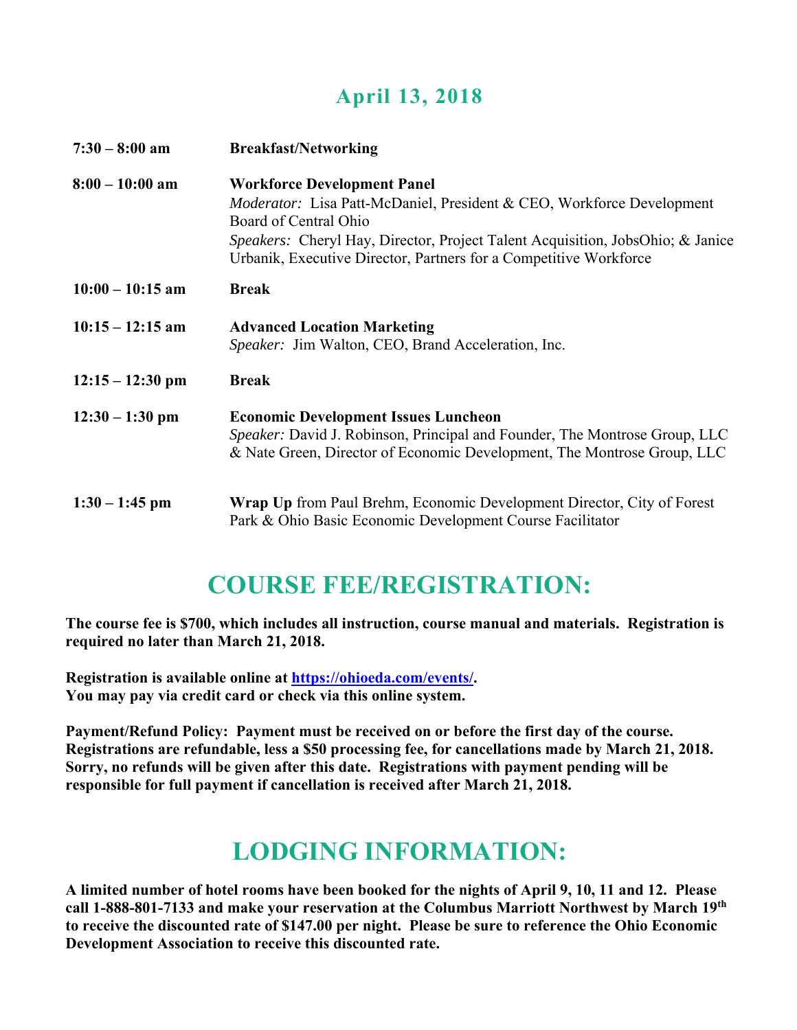## April 13, 2018

| | |
|---|---|
| **7:30 – 8:00 am** | **Breakfast/Networking** |
| **8:00 – 10:00 am** | **Workforce Development Panel**<br>*Moderator:* Lisa Patt-McDaniel, President & CEO, Workforce Development Board of Central Ohio<br>*Speakers:* Cheryl Hay, Director, Project Talent Acquisition, JobsOhio; & Janice Urbanik, Executive Director, Partners for a Competitive Workforce |
| **10:00 – 10:15 am** | **Break** |
| **10:15 – 12:15 am** | **Advanced Location Marketing**<br>*Speaker:* Jim Walton, CEO, Brand Acceleration, Inc. |
| **12:15 – 12:30 pm** | **Break** |
| **12:30 – 1:30 pm** | **Economic Development Issues Luncheon**<br>*Speaker:* David J. Robinson, Principal and Founder, The Montrose Group, LLC & Nate Green, Director of Economic Development, The Montrose Group, LLC |
| **1:30 – 1:45 pm** | **Wrap Up** from Paul Brehm, Economic Development Director, City of Forest Park & Ohio Basic Economic Development Course Facilitator |

# COURSE FEE/REGISTRATION:

**The course fee is $700, which includes all instruction, course manual and materials. Registration is required no later than March 21, 2018.**

**Registration is available online at [https://ohioeda.com/events/](https://ohioeda.com/events/).**
**You may pay via credit card or check via this online system.**

**Payment/Refund Policy: Payment must be received on or before the first day of the course. Registrations are refundable, less a $50 processing fee, for cancellations made by March 21, 2018. Sorry, no refunds will be given after this date. Registrations with payment pending will be responsible for full payment if cancellation is received after March 21, 2018.**

# LODGING INFORMATION:

**A limited number of hotel rooms have been booked for the nights of April 9, 10, 11 and 12. Please call 1-888-801-7133 and make your reservation at the Columbus Marriott Northwest by March 19th to receive the discounted rate of $147.00 per night. Please be sure to reference the Ohio Economic Development Association to receive this discounted rate.**